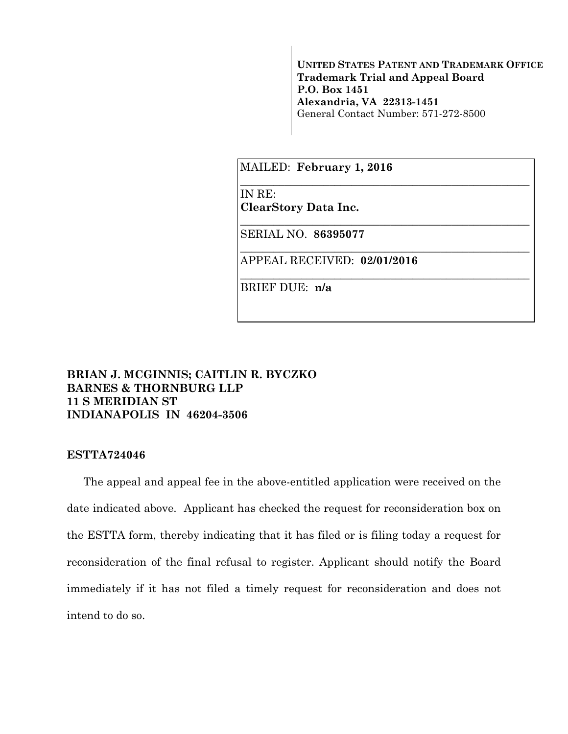**UNITED STATES PATENT AND TRADEMARK OFFICE**
**Trademark Trial and Appeal Board**
**P.O. Box 1451**
**Alexandria, VA 22313-1451**
General Contact Number: 571-272-8500

MAILED: **February 1, 2016**

IN RE:
**ClearStory Data Inc.**

SERIAL NO. **86395077**

APPEAL RECEIVED: **02/01/2016**

BRIEF DUE: **n/a**

**BRIAN J. MCGINNIS; CAITLIN R. BYCZKO**
**BARNES & THORNBURG LLP**
**11 S MERIDIAN ST**
**INDIANAPOLIS IN 46204-3506**

**ESTTA724046**

The appeal and appeal fee in the above-entitled application were received on the date indicated above. Applicant has checked the request for reconsideration box on the ESTTA form, thereby indicating that it has filed or is filing today a request for reconsideration of the final refusal to register. Applicant should notify the Board immediately if it has not filed a timely request for reconsideration and does not intend to do so.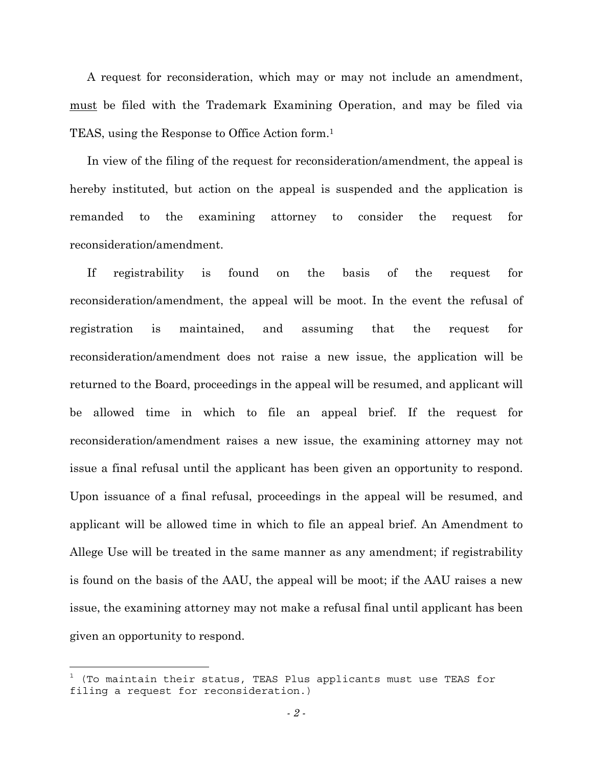A request for reconsideration, which may or may not include an amendment, <u>must</u> be filed with the Trademark Examining Operation, and may be filed via TEAS, using the Response to Office Action form.[1]

In view of the filing of the request for reconsideration/amendment, the appeal is hereby instituted, but action on the appeal is suspended and the application is remanded to the examining attorney to consider the request for reconsideration/amendment.

If registrability is found on the basis of the request for reconsideration/amendment, the appeal will be moot. In the event the refusal of registration is maintained, and assuming that the request for reconsideration/amendment does not raise a new issue, the application will be returned to the Board, proceedings in the appeal will be resumed, and applicant will be allowed time in which to file an appeal brief. If the request for reconsideration/amendment raises a new issue, the examining attorney may not issue a final refusal until the applicant has been given an opportunity to respond. Upon issuance of a final refusal, proceedings in the appeal will be resumed, and applicant will be allowed time in which to file an appeal brief. An Amendment to Allege Use will be treated in the same manner as any amendment; if registrability is found on the basis of the AAU, the appeal will be moot; if the AAU raises a new issue, the examining attorney may not make a refusal final until applicant has been given an opportunity to respond.

---

[1] (To maintain their status, TEAS Plus applicants must use TEAS for filing a request for reconsideration.)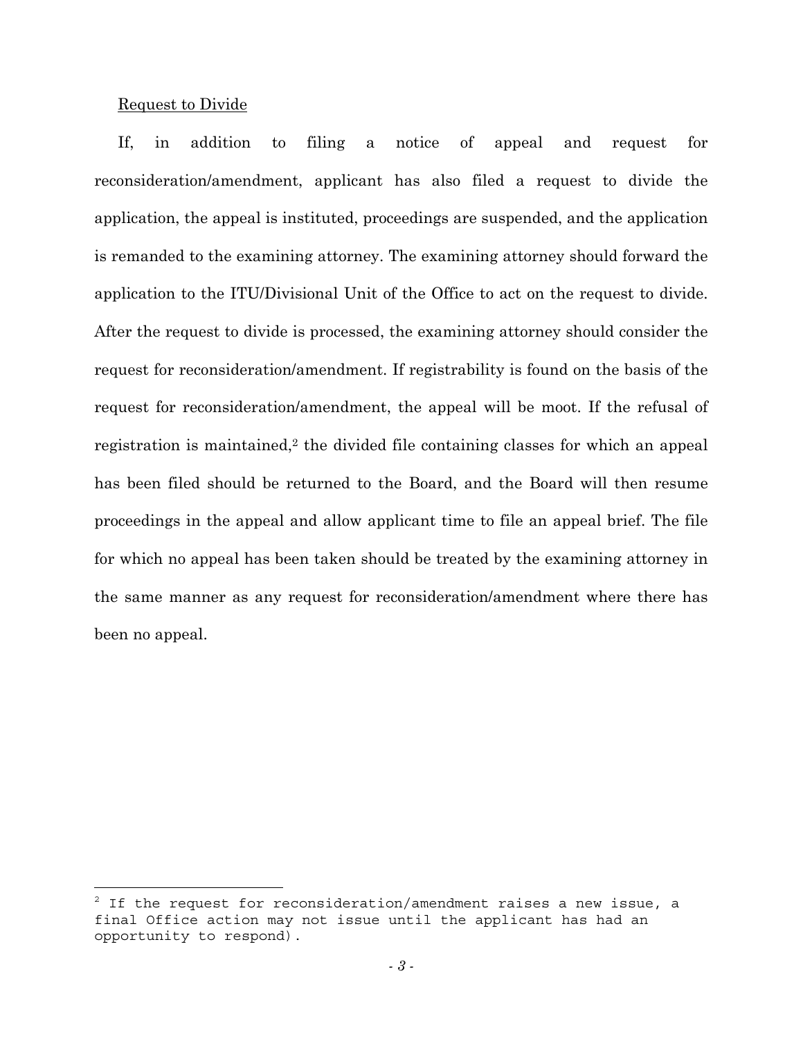Request to Divide

If, in addition to filing a notice of appeal and request for reconsideration/amendment, applicant has also filed a request to divide the application, the appeal is instituted, proceedings are suspended, and the application is remanded to the examining attorney. The examining attorney should forward the application to the ITU/Divisional Unit of the Office to act on the request to divide. After the request to divide is processed, the examining attorney should consider the request for reconsideration/amendment. If registrability is found on the basis of the request for reconsideration/amendment, the appeal will be moot. If the refusal of registration is maintained,[2] the divided file containing classes for which an appeal has been filed should be returned to the Board, and the Board will then resume proceedings in the appeal and allow applicant time to file an appeal brief. The file for which no appeal has been taken should be treated by the examining attorney in the same manner as any request for reconsideration/amendment where there has been no appeal.

---

[2] If the request for reconsideration/amendment raises a new issue, a final Office action may not issue until the applicant has had an opportunity to respond).